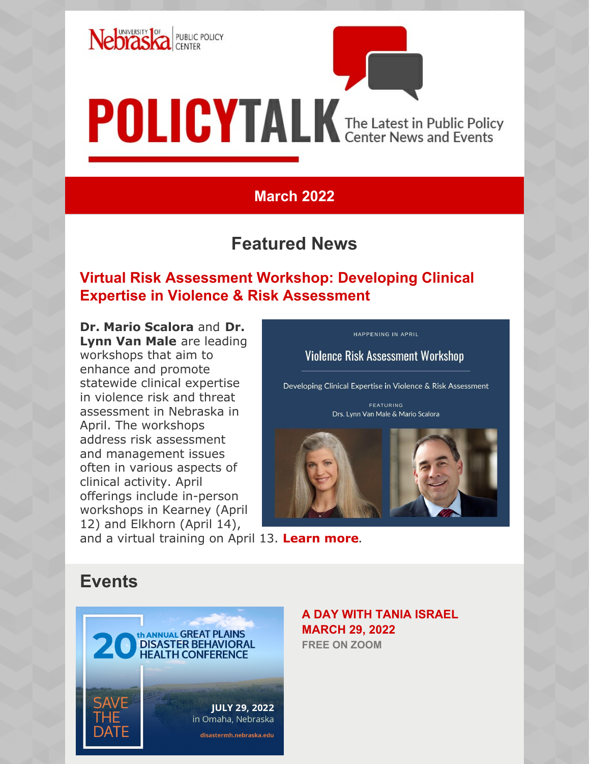University of Nebraska | PUBLIC POLICY CENTER

# POLICYTALK

The Latest in Public Policy Center News and Events

**March 2022**

## Featured News

### Virtual Risk Assessment Workshop: Developing Clinical Expertise in Violence & Risk Assessment

**Dr. Mario Scalora** and **Dr. Lynn Van Male** are leading workshops that aim to enhance and promote statewide clinical expertise in violence risk and threat assessment in Nebraska in April. The workshops address risk assessment and management issues often in various aspects of clinical activity. April offerings include in-person workshops in Kearney (April 12) and Elkhorn (April 14), and a virtual training on April 13. **Learn more**.

HAPPENING IN APRIL

Violence Risk Assessment Workshop

Developing Clinical Expertise in Violence & Risk Assessment

FEATURING

Drs. Lynn Van Male & Mario Scalora

## Events

20th ANNUAL GREAT PLAINS DISASTER BEHAVIORAL HEALTH CONFERENCE

SAVE THE DATE

JULY 29, 2022
in Omaha, Nebraska

disastermh.nebraska.edu

**A DAY WITH TANIA ISRAEL**
**MARCH 29, 2022**
**FREE ON ZOOM**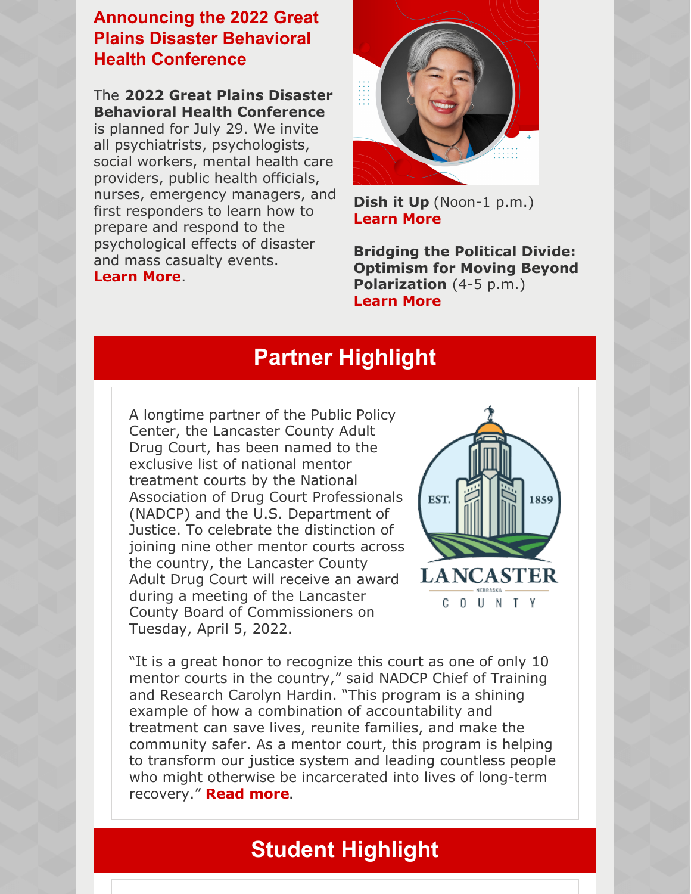## Announcing the 2022 Great Plains Disaster Behavioral Health Conference

The **2022 Great Plains Disaster Behavioral Health Conference** is planned for July 29. We invite all psychiatrists, psychologists, social workers, mental health care providers, public health officials, nurses, emergency managers, and first responders to learn how to prepare and respond to the psychological effects of disaster and mass casualty events. **Learn More**.

**Dish it Up** (Noon-1 p.m.)
**Learn More**

**Bridging the Political Divide: Optimism for Moving Beyond Polarization** (4-5 p.m.)
**Learn More**

## Partner Highlight

A longtime partner of the Public Policy Center, the Lancaster County Adult Drug Court, has been named to the exclusive list of national mentor treatment courts by the National Association of Drug Court Professionals (NADCP) and the U.S. Department of Justice. To celebrate the distinction of joining nine other mentor courts across the country, the Lancaster County Adult Drug Court will receive an award during a meeting of the Lancaster County Board of Commissioners on Tuesday, April 5, 2022.

"It is a great honor to recognize this court as one of only 10 mentor courts in the country," said NADCP Chief of Training and Research Carolyn Hardin. "This program is a shining example of how a combination of accountability and treatment can save lives, reunite families, and make the community safer. As a mentor court, this program is helping to transform our justice system and leading countless people who might otherwise be incarcerated into lives of long-term recovery." **Read more**.

## Student Highlight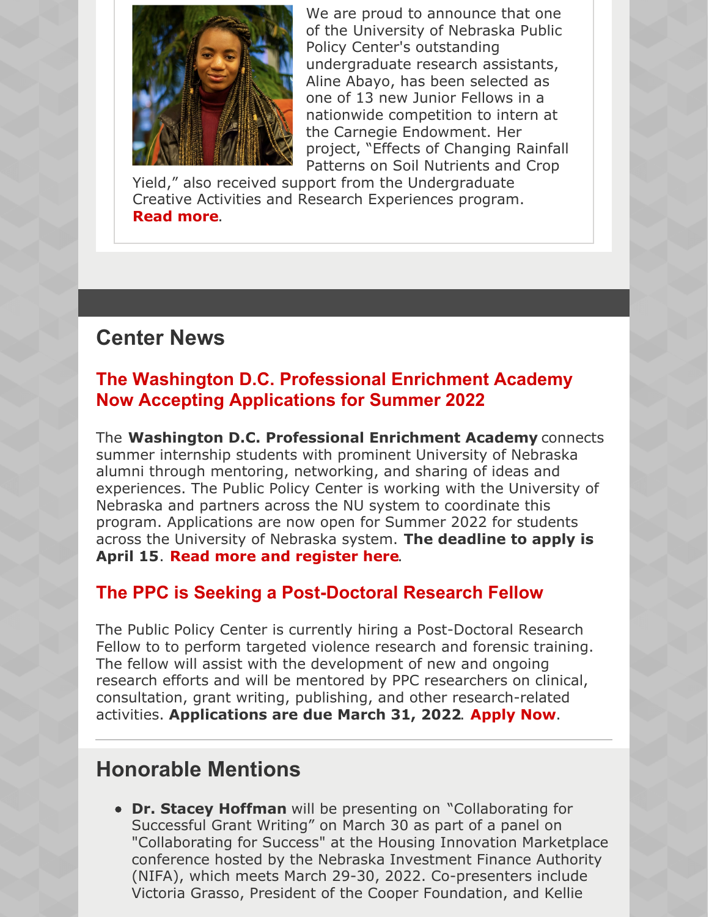We are proud to announce that one of the University of Nebraska Public Policy Center's outstanding undergraduate research assistants, Aline Abayo, has been selected as one of 13 new Junior Fellows in a nationwide competition to intern at the Carnegie Endowment. Her project, "Effects of Changing Rainfall Patterns on Soil Nutrients and Crop Yield," also received support from the Undergraduate Creative Activities and Research Experiences program. **Read more**.

## Center News

### The Washington D.C. Professional Enrichment Academy Now Accepting Applications for Summer 2022

The **Washington D.C. Professional Enrichment Academy** connects summer internship students with prominent University of Nebraska alumni through mentoring, networking, and sharing of ideas and experiences. The Public Policy Center is working with the University of Nebraska and partners across the NU system to coordinate this program. Applications are now open for Summer 2022 for students across the University of Nebraska system. **The deadline to apply is April 15**. **Read more and register here**.

### The PPC is Seeking a Post-Doctoral Research Fellow

The Public Policy Center is currently hiring a Post-Doctoral Research Fellow to to perform targeted violence research and forensic training. The fellow will assist with the development of new and ongoing research efforts and will be mentored by PPC researchers on clinical, consultation, grant writing, publishing, and other research-related activities. **Applications are due March 31, 2022**. **Apply Now**.

## Honorable Mentions

- **Dr. Stacey Hoffman** will be presenting on "Collaborating for Successful Grant Writing" on March 30 as part of a panel on "Collaborating for Success" at the Housing Innovation Marketplace conference hosted by the Nebraska Investment Finance Authority (NIFA), which meets March 29-30, 2022. Co-presenters include Victoria Grasso, President of the Cooper Foundation, and Kellie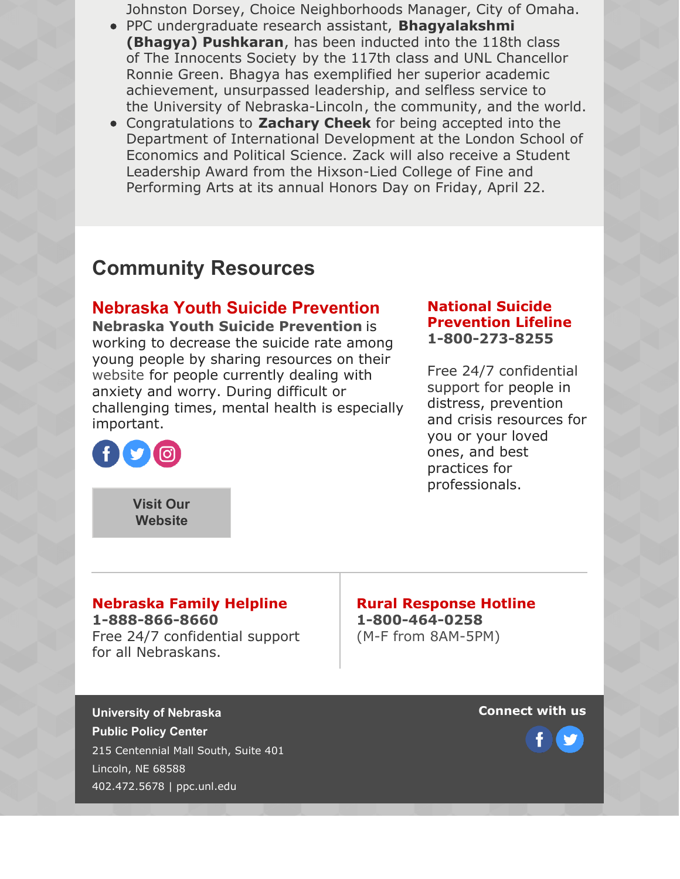Johnston Dorsey, Choice Neighborhoods Manager, City of Omaha.

- PPC undergraduate research assistant, **Bhagyalakshmi (Bhagya) Pushkaran**, has been inducted into the 118th class of The Innocents Society by the 117th class and UNL Chancellor Ronnie Green. Bhagya has exemplified her superior academic achievement, unsurpassed leadership, and selfless service to the University of Nebraska-Lincoln, the community, and the world.
- Congratulations to **Zachary Cheek** for being accepted into the Department of International Development at the London School of Economics and Political Science. Zack will also receive a Student Leadership Award from the Hixson-Lied College of Fine and Performing Arts at its annual Honors Day on Friday, April 22.

## Community Resources

### Nebraska Youth Suicide Prevention

**Nebraska Youth Suicide Prevention** is working to decrease the suicide rate among young people by sharing resources on their website for people currently dealing with anxiety and worry. During difficult or challenging times, mental health is especially important.

Visit Our Website

### National Suicide Prevention Lifeline

**1-800-273-8255**

Free 24/7 confidential support for people in distress, prevention and crisis resources for you or your loved ones, and best practices for professionals.

### Nebraska Family Helpline

**1-888-866-8660**

Free 24/7 confidential support for all Nebraskans.

### Rural Response Hotline

**1-800-464-0258**

(M-F from 8AM-5PM)

**University of Nebraska**
**Public Policy Center**
215 Centennial Mall South, Suite 401
Lincoln, NE 68588
402.472.5678 | ppc.unl.edu

**Connect with us**